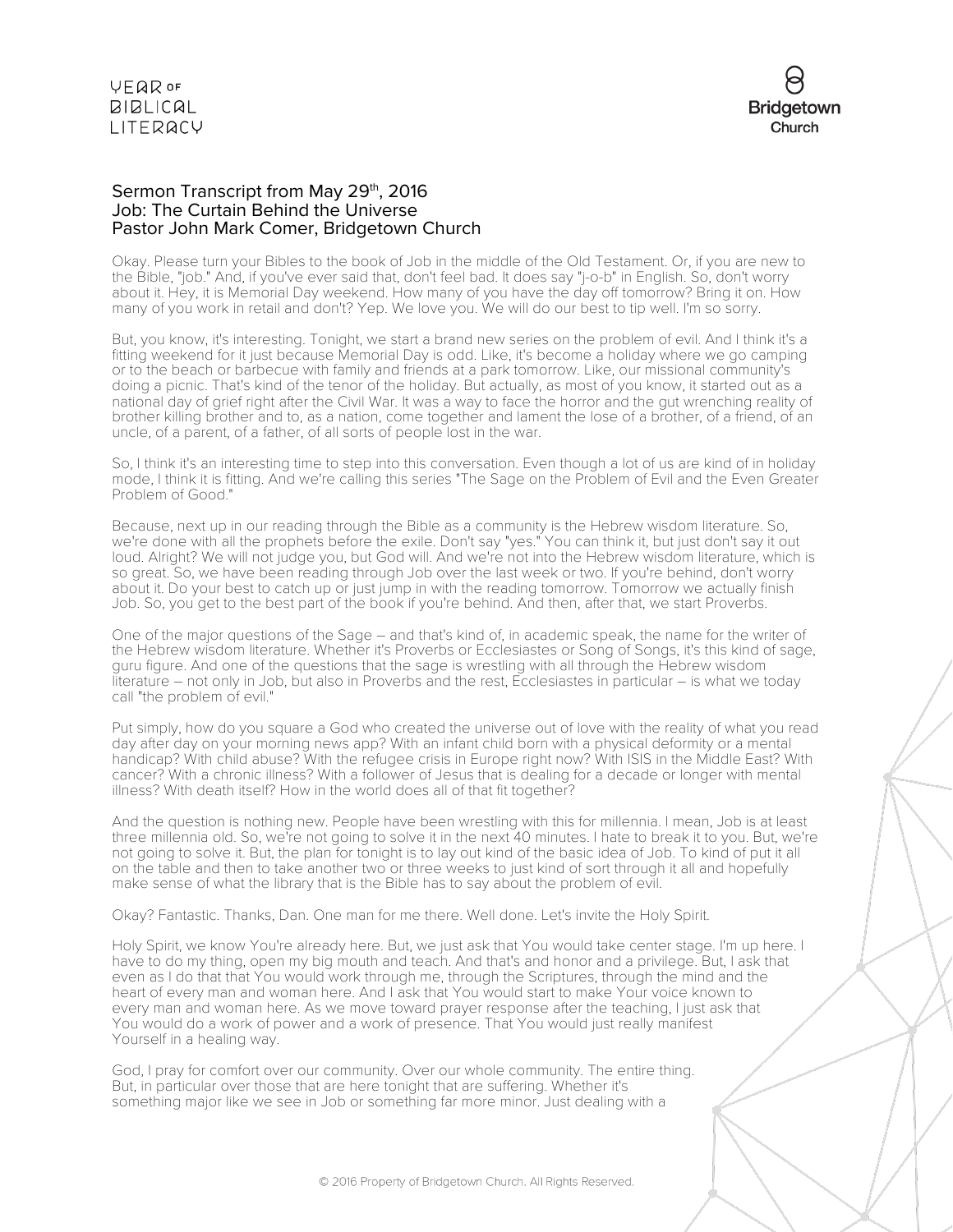## Sermon Transcript from May 29th, 2016
## Job: The Curtain Behind the Universe
## Pastor John Mark Comer, Bridgetown Church

Okay. Please turn your Bibles to the book of Job in the middle of the Old Testament. Or, if you are new to the Bible, "job." And, if you've ever said that, don't feel bad. It does say "j-o-b" in English. So, don't worry about it. Hey, it is Memorial Day weekend. How many of you have the day off tomorrow? Bring it on. How many of you work in retail and don't? Yep. We love you. We will do our best to tip well. I'm so sorry.

But, you know, it's interesting. Tonight, we start a brand new series on the problem of evil. And I think it's a fitting weekend for it just because Memorial Day is odd. Like, it's become a holiday where we go camping or to the beach or barbecue with family and friends at a park tomorrow. Like, our missional community's doing a picnic. That's kind of the tenor of the holiday. But actually, as most of you know, it started out as a national day of grief right after the Civil War. It was a way to face the horror and the gut wrenching reality of brother killing brother and to, as a nation, come together and lament the lose of a brother, of a friend, of an uncle, of a parent, of a father, of all sorts of people lost in the war.

So, I think it's an interesting time to step into this conversation. Even though a lot of us are kind of in holiday mode, I think it is fitting. And we're calling this series "The Sage on the Problem of Evil and the Even Greater Problem of Good."

Because, next up in our reading through the Bible as a community is the Hebrew wisdom literature. So, we're done with all the prophets before the exile. Don't say "yes." You can think it, but just don't say it out loud. Alright? We will not judge you, but God will. And we're not into the Hebrew wisdom literature, which is so great. So, we have been reading through Job over the last week or two. If you're behind, don't worry about it. Do your best to catch up or just jump in with the reading tomorrow. Tomorrow we actually finish Job. So, you get to the best part of the book if you're behind. And then, after that, we start Proverbs.

One of the major questions of the Sage – and that's kind of, in academic speak, the name for the writer of the Hebrew wisdom literature. Whether it's Proverbs or Ecclesiastes or Song of Songs, it's this kind of sage, guru figure. And one of the questions that the sage is wrestling with all through the Hebrew wisdom literature – not only in Job, but also in Proverbs and the rest, Ecclesiastes in particular – is what we today call "the problem of evil."

Put simply, how do you square a God who created the universe out of love with the reality of what you read day after day on your morning news app? With an infant child born with a physical deformity or a mental handicap? With child abuse? With the refugee crisis in Europe right now? With ISIS in the Middle East? With cancer? With a chronic illness? With a follower of Jesus that is dealing for a decade or longer with mental illness? With death itself? How in the world does all of that fit together?

And the question is nothing new. People have been wrestling with this for millennia. I mean, Job is at least three millennia old. So, we're not going to solve it in the next 40 minutes. I hate to break it to you. But, we're not going to solve it. But, the plan for tonight is to lay out kind of the basic idea of Job. To kind of put it all on the table and then to take another two or three weeks to just kind of sort through it all and hopefully make sense of what the library that is the Bible has to say about the problem of evil.

Okay? Fantastic. Thanks, Dan. One man for me there. Well done. Let's invite the Holy Spirit.

Holy Spirit, we know You're already here. But, we just ask that You would take center stage. I'm up here. I have to do my thing, open my big mouth and teach. And that's and honor and a privilege. But, I ask that even as I do that that You would work through me, through the Scriptures, through the mind and the heart of every man and woman here. And I ask that You would start to make Your voice known to every man and woman here. As we move toward prayer response after the teaching, I just ask that You would do a work of power and a work of presence. That You would just really manifest Yourself in a healing way.

God, I pray for comfort over our community. Over our whole community. The entire thing. But, in particular over those that are here tonight that are suffering. Whether it's something major like we see in Job or something far more minor. Just dealing with a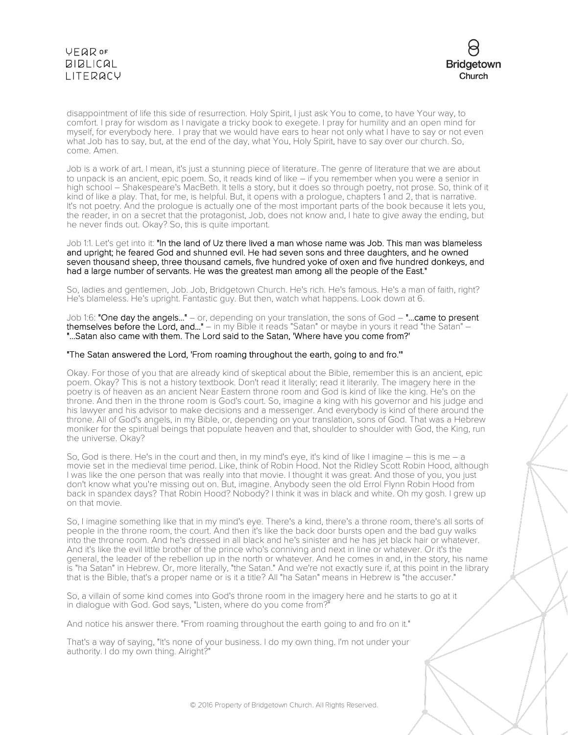disappointment of life this side of resurrection. Holy Spirit, I just ask You to come, to have Your way, to comfort. I pray for wisdom as I navigate a tricky book to exegete. I pray for humility and an open mind for myself, for everybody here. I pray that we would have ears to hear not only what I have to say or not even what Job has to say, but, at the end of the day, what You, Holy Spirit, have to say over our church. So, come. Amen.

Job is a work of art. I mean, it's just a stunning piece of literature. The genre of literature that we are about to unpack is an ancient, epic poem. So, it reads kind of like – if you remember when you were a senior in high school – Shakespeare's MacBeth. It tells a story, but it does so through poetry, not prose. So, think of it kind of like a play. That, for me, is helpful. But, it opens with a prologue, chapters 1 and 2, that is narrative. It's not poetry. And the prologue is actually one of the most important parts of the book because it lets you, the reader, in on a secret that the protagonist, Job, does not know and, I hate to give away the ending, but he never finds out. Okay? So, this is quite important.

Job 1:1. Let's get into it: **"In the land of Uz there lived a man whose name was Job. This man was blameless and upright; he feared God and shunned evil. He had seven sons and three daughters, and he owned seven thousand sheep, three thousand camels, five hundred yoke of oxen and five hundred donkeys, and had a large number of servants. He was the greatest man among all the people of the East."**

So, ladies and gentlemen, Job. Job, Bridgetown Church. He's rich. He's famous. He's a man of faith, right? He's blameless. He's upright. Fantastic guy. But then, watch what happens. Look down at 6.

Job 1:6: **"One day the angels..."** – or, depending on your translation, the sons of God – **"...came to present themselves before the Lord, and..."** – in my Bible it reads "Satan" or maybe in yours it read "the Satan" – **"...Satan also came with them. The Lord said to the Satan, 'Where have you come from?'**

**"The Satan answered the Lord, 'From roaming throughout the earth, going to and fro.'"**

Okay. For those of you that are already kind of skeptical about the Bible, remember this is an ancient, epic poem. Okay? This is not a history textbook. Don't read it literally; read it literarily. The imagery here in the poetry is of heaven as an ancient Near Eastern throne room and God is kind of like the king. He's on the throne. And then in the throne room is God's court. So, imagine a king with his governor and his judge and his lawyer and his advisor to make decisions and a messenger. And everybody is kind of there around the throne. All of God's angels, in my Bible, or, depending on your translation, sons of God. That was a Hebrew moniker for the spiritual beings that populate heaven and that, shoulder to shoulder with God, the King, run the universe. Okay?

So, God is there. He's in the court and then, in my mind's eye, it's kind of like I imagine – this is me – a movie set in the medieval time period. Like, think of Robin Hood. Not the Ridley Scott Robin Hood, although I was like the one person that was really into that movie. I thought it was great. And those of you, you just don't know what you're missing out on. But, imagine. Anybody seen the old Errol Flynn Robin Hood from back in spandex days? That Robin Hood? Nobody? I think it was in black and white. Oh my gosh. I grew up on that movie.

So, I imagine something like that in my mind's eye. There's a kind, there's a throne room, there's all sorts of people in the throne room, the court. And then it's like the back door bursts open and the bad guy walks into the throne room. And he's dressed in all black and he's sinister and he has jet black hair or whatever. And it's like the evil little brother of the prince who's conniving and next in line or whatever. Or it's the general, the leader of the rebellion up in the north or whatever. And he comes in and, in the story, his name is "ha Satan" in Hebrew. Or, more literally, "the Satan." And we're not exactly sure if, at this point in the library that is the Bible, that's a proper name or is it a title? All "ha Satan" means in Hebrew is "the accuser."

So, a villain of some kind comes into God's throne room in the imagery here and he starts to go at it in dialogue with God. God says, "Listen, where do you come from?"

And notice his answer there. "From roaming throughout the earth going to and fro on it."

That's a way of saying, "It's none of your business. I do my own thing. I'm not under your authority. I do my own thing. Alright?"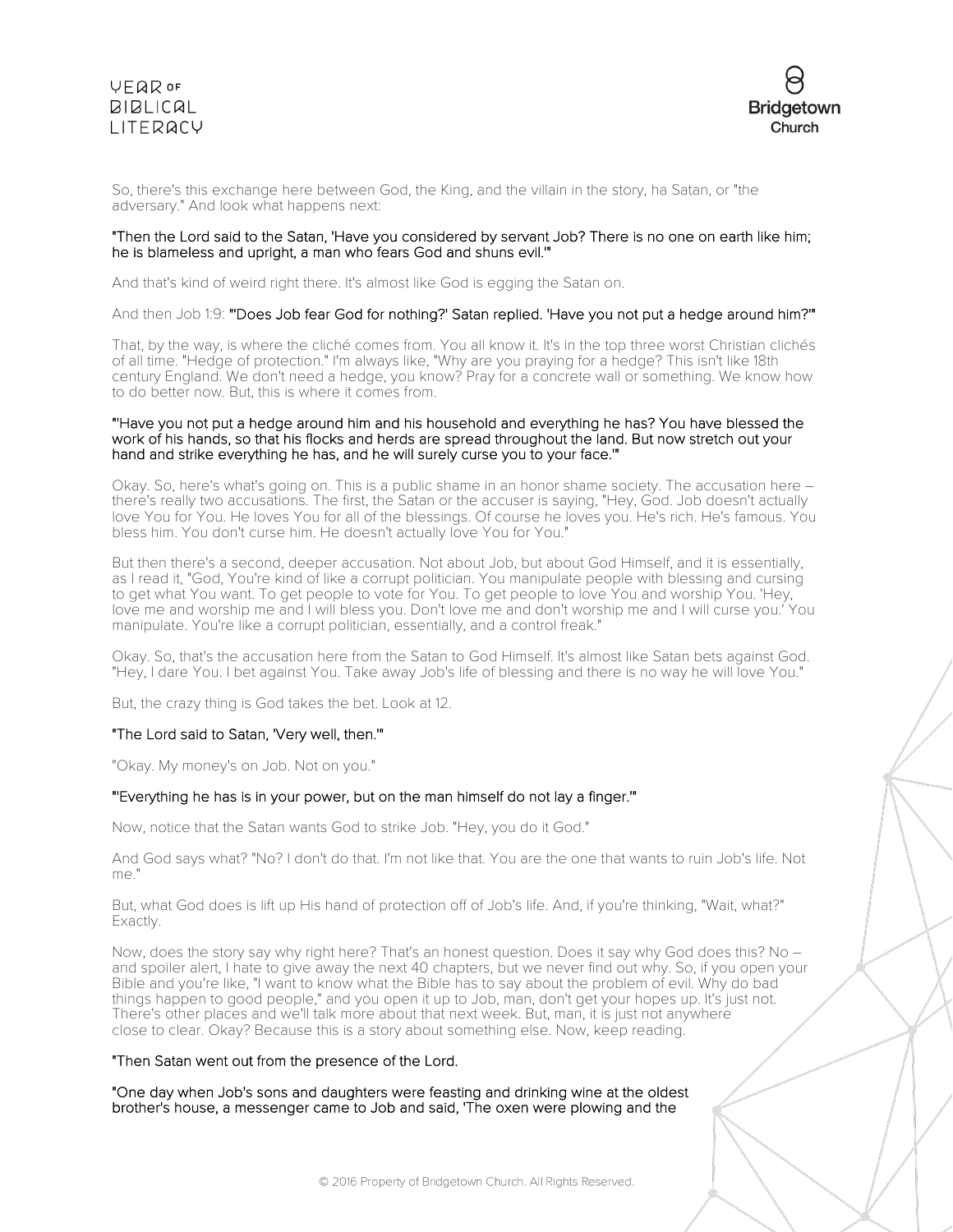So, there's this exchange here between God, the King, and the villain in the story, ha Satan, or "the adversary." And look what happens next:

**"Then the Lord said to the Satan, 'Have you considered by servant Job? There is no one on earth like him; he is blameless and upright, a man who fears God and shuns evil.'"**

And that's kind of weird right there. It's almost like God is egging the Satan on.

And then Job 1:9: **"'Does Job fear God for nothing?' Satan replied. 'Have you not put a hedge around him?'"**

That, by the way, is where the cliché comes from. You all know it. It's in the top three worst Christian clichés of all time. "Hedge of protection." I'm always like, "Why are you praying for a hedge? This isn't like 18th century England. We don't need a hedge, you know? Pray for a concrete wall or something. We know how to do better now. But, this is where it comes from.

**"'Have you not put a hedge around him and his household and everything he has? You have blessed the work of his hands, so that his flocks and herds are spread throughout the land. But now stretch out your hand and strike everything he has, and he will surely curse you to your face.'"**

Okay. So, here's what's going on. This is a public shame in an honor shame society. The accusation here – there's really two accusations. The first, the Satan or the accuser is saying, "Hey, God. Job doesn't actually love You for You. He loves You for all of the blessings. Of course he loves you. He's rich. He's famous. You bless him. You don't curse him. He doesn't actually love You for You."

But then there's a second, deeper accusation. Not about Job, but about God Himself, and it is essentially, as I read it, "God, You're kind of like a corrupt politician. You manipulate people with blessing and cursing to get what You want. To get people to vote for You. To get people to love You and worship You. 'Hey, love me and worship me and I will bless you. Don't love me and don't worship me and I will curse you.' You manipulate. You're like a corrupt politician, essentially, and a control freak."

Okay. So, that's the accusation here from the Satan to God Himself. It's almost like Satan bets against God. "Hey, I dare You. I bet against You. Take away Job's life of blessing and there is no way he will love You."

But, the crazy thing is God takes the bet. Look at 12.

**"The Lord said to Satan, 'Very well, then.'"**

"Okay. My money's on Job. Not on you."

**"'Everything he has is in your power, but on the man himself do not lay a finger.'"**

Now, notice that the Satan wants God to strike Job. "Hey, you do it God."

And God says what? "No? I don't do that. I'm not like that. You are the one that wants to ruin Job's life. Not me."

But, what God does is lift up His hand of protection off of Job's life. And, if you're thinking, "Wait, what?" Exactly.

Now, does the story say why right here? That's an honest question. Does it say why God does this? No – and spoiler alert, I hate to give away the next 40 chapters, but we never find out why. So, if you open your Bible and you're like, "I want to know what the Bible has to say about the problem of evil. Why do bad things happen to good people," and you open it up to Job, man, don't get your hopes up. It's just not. There's other places and we'll talk more about that next week. But, man, it is just not anywhere close to clear. Okay? Because this is a story about something else. Now, keep reading.

**"Then Satan went out from the presence of the Lord.**

**"One day when Job's sons and daughters were feasting and drinking wine at the oldest brother's house, a messenger came to Job and said, 'The oxen were plowing and the**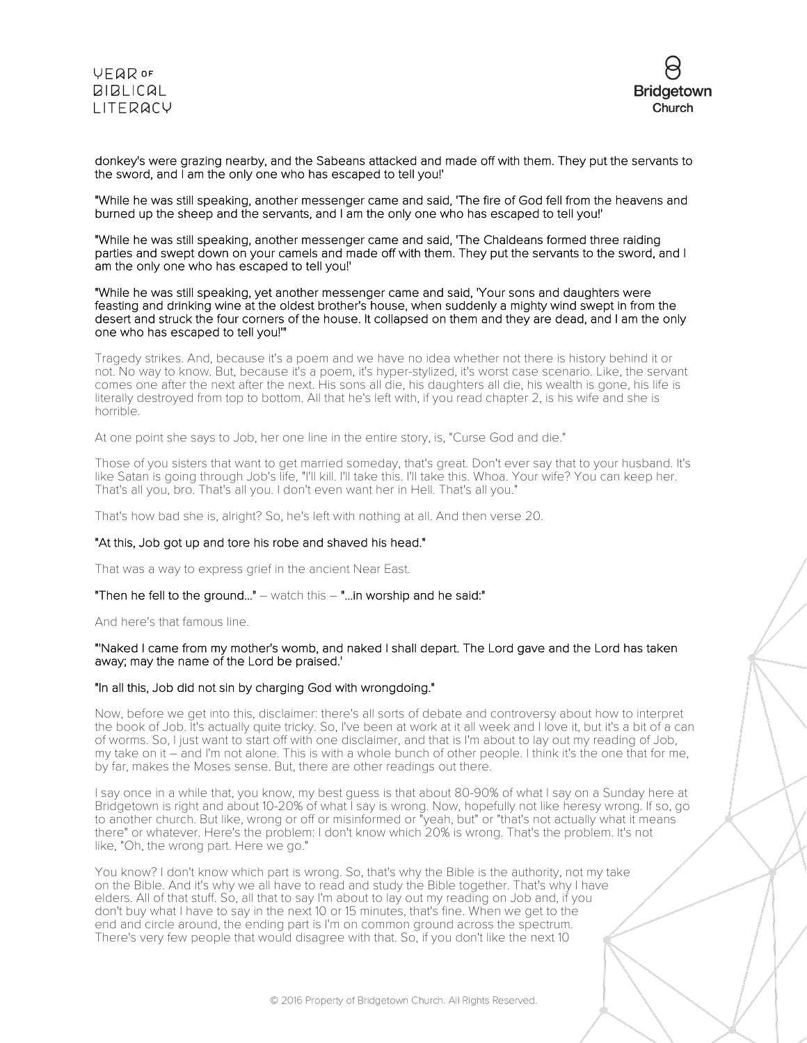donkey's were grazing nearby, and the Sabeans attacked and made off with them. They put the servants to the sword, and I am the only one who has escaped to tell you!'

"While he was still speaking, another messenger came and said, 'The fire of God fell from the heavens and burned up the sheep and the servants, and I am the only one who has escaped to tell you!'

"While he was still speaking, another messenger came and said, 'The Chaldeans formed three raiding parties and swept down on your camels and made off with them. They put the servants to the sword, and I am the only one who has escaped to tell you!'

"While he was still speaking, yet another messenger came and said, 'Your sons and daughters were feasting and drinking wine at the oldest brother's house, when suddenly a mighty wind swept in from the desert and struck the four corners of the house. It collapsed on them and they are dead, and I am the only one who has escaped to tell you!'"

Tragedy strikes. And, because it's a poem and we have no idea whether not there is history behind it or not. No way to know. But, because it's a poem, it's hyper-stylized, it's worst case scenario. Like, the servant comes one after the next after the next. His sons all die, his daughters all die, his wealth is gone, his life is literally destroyed from top to bottom. All that he's left with, if you read chapter 2, is his wife and she is horrible.

At one point she says to Job, her one line in the entire story, is, "Curse God and die."

Those of you sisters that want to get married someday, that's great. Don't ever say that to your husband. It's like Satan is going through Job's life, "I'll kill. I'll take this. I'll take this. Whoa. Your wife? You can keep her. That's all you, bro. That's all you. I don't even want her in Hell. That's all you."

That's how bad she is, alright? So, he's left with nothing at all. And then verse 20.

"At this, Job got up and tore his robe and shaved his head."

That was a way to express grief in the ancient Near East.

"Then he fell to the ground..." – watch this – "...in worship and he said:"

And here's that famous line.

"'Naked I came from my mother's womb, and naked I shall depart. The Lord gave and the Lord has taken away; may the name of the Lord be praised.'

"In all this, Job did not sin by charging God with wrongdoing."

Now, before we get into this, disclaimer: there's all sorts of debate and controversy about how to interpret the book of Job. It's actually quite tricky. So, I've been at work at it all week and I love it, but it's a bit of a can of worms. So, I just want to start off with one disclaimer, and that is I'm about to lay out my reading of Job, my take on it – and I'm not alone. This is with a whole bunch of other people. I think it's the one that for me, by far, makes the Moses sense. But, there are other readings out there.

I say once in a while that, you know, my best guess is that about 80-90% of what I say on a Sunday here at Bridgetown is right and about 10-20% of what I say is wrong. Now, hopefully not like heresy wrong. If so, go to another church. But like, wrong or off or misinformed or "yeah, but" or "that's not actually what it means there" or whatever. Here's the problem: I don't know which 20% is wrong. That's the problem. It's not like, "Oh, the wrong part. Here we go."

You know? I don't know which part is wrong. So, that's why the Bible is the authority, not my take on the Bible. And it's why we all have to read and study the Bible together. That's why I have elders. All of that stuff. So, all that to say I'm about to lay out my reading on Job and, if you don't buy what I have to say in the next 10 or 15 minutes, that's fine. When we get to the end and circle around, the ending part is I'm on common ground across the spectrum. There's very few people that would disagree with that. So, if you don't like the next 10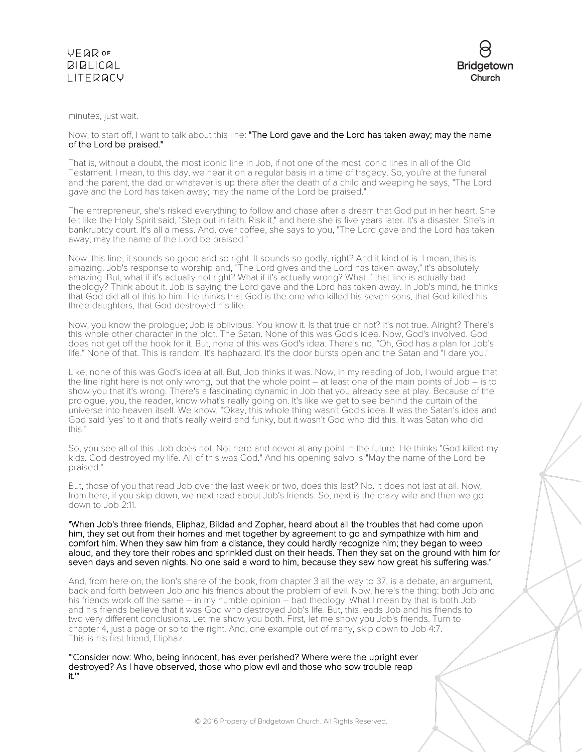minutes, just wait.

Now, to start off, I want to talk about this line: **"The Lord gave and the Lord has taken away; may the name of the Lord be praised."**

That is, without a doubt, the most iconic line in Job, if not one of the most iconic lines in all of the Old Testament. I mean, to this day, we hear it on a regular basis in a time of tragedy. So, you're at the funeral and the parent, the dad or whatever is up there after the death of a child and weeping he says, "The Lord gave and the Lord has taken away; may the name of the Lord be praised."

The entrepreneur, she's risked everything to follow and chase after a dream that God put in her heart. She felt like the Holy Spirit said, "Step out in faith. Risk it," and here she is five years later. It's a disaster. She's in bankruptcy court. It's all a mess. And, over coffee, she says to you, "The Lord gave and the Lord has taken away; may the name of the Lord be praised."

Now, this line, it sounds so good and so right. It sounds so godly, right? And it kind of is. I mean, this is amazing. Job's response to worship and, "The Lord gives and the Lord has taken away," it's absolutely amazing. But, what if it's actually not right? What if it's actually wrong? What if that line is actually bad theology? Think about it. Job is saying the Lord gave and the Lord has taken away. In Job's mind, he thinks that God did all of this to him. He thinks that God is the one who killed his seven sons, that God killed his three daughters, that God destroyed his life.

Now, you know the prologue; Job is oblivious. You know it. Is that true or not? It's not true. Alright? There's this whole other character in the plot. The Satan. None of this was God's idea. Now, God's involved. God does not get off the hook for it. But, none of this was God's idea. There's no, "Oh, God has a plan for Job's life." None of that. This is random. It's haphazard. It's the door bursts open and the Satan and "I dare you."

Like, none of this was God's idea at all. But, Job thinks it was. Now, in my reading of Job, I would argue that the line right here is not only wrong, but that the whole point – at least one of the main points of Job – is to show you that it's wrong. There's a fascinating dynamic in Job that you already see at play. Because of the prologue, you, the reader, know what's really going on. It's like we get to see behind the curtain of the universe into heaven itself. We know, "Okay, this whole thing wasn't God's idea. It was the Satan's idea and God said 'yes' to it and that's really weird and funky, but it wasn't God who did this. It was Satan who did this."

So, you see all of this. Job does not. Not here and never at any point in the future. He thinks "God killed my kids. God destroyed my life. All of this was God." And his opening salvo is "May the name of the Lord be praised."

But, those of you that read Job over the last week or two, does this last? No. It does not last at all. Now, from here, if you skip down, we next read about Job's friends. So, next is the crazy wife and then we go down to Job 2:11.

**"When Job's three friends, Eliphaz, Bildad and Zophar, heard about all the troubles that had come upon him, they set out from their homes and met together by agreement to go and sympathize with him and comfort him. When they saw him from a distance, they could hardly recognize him; they began to weep aloud, and they tore their robes and sprinkled dust on their heads. Then they sat on the ground with him for seven days and seven nights. No one said a word to him, because they saw how great his suffering was."**

And, from here on, the lion's share of the book, from chapter 3 all the way to 37, is a debate, an argument, back and forth between Job and his friends about the problem of evil. Now, here's the thing: both Job and his friends work off the same – in my humble opinion – bad theology. What I mean by that is both Job and his friends believe that it was God who destroyed Job's life. But, this leads Job and his friends to two very different conclusions. Let me show you both. First, let me show you Job's friends. Turn to chapter 4, just a page or so to the right. And, one example out of many, skip down to Job 4:7. This is his first friend, Eliphaz.

**"'Consider now: Who, being innocent, has ever perished? Where were the upright ever destroyed? As I have observed, those who plow evil and those who sow trouble reap it.'"**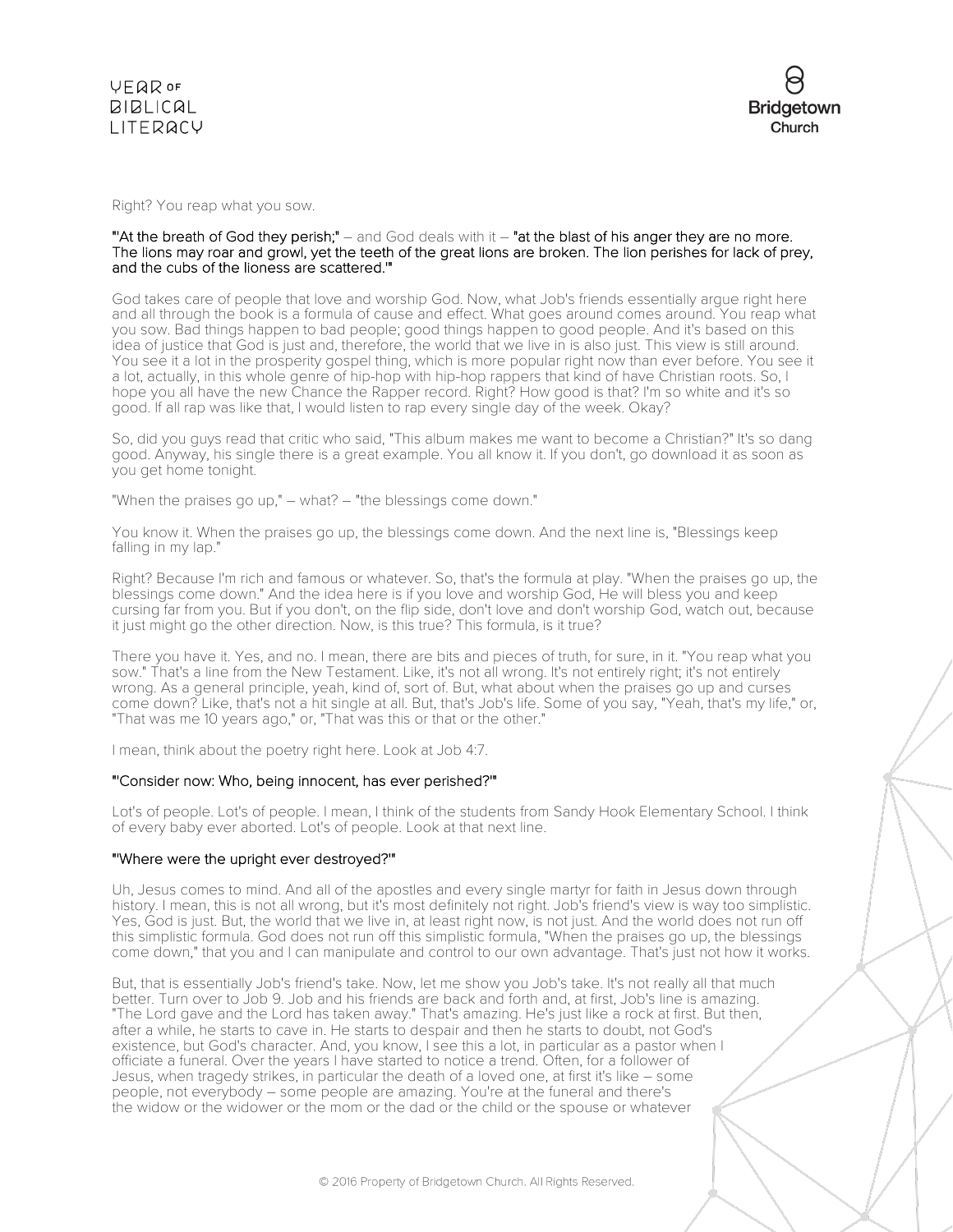Right? You reap what you sow.

**"'At the breath of God they perish;'** – and God deals with it – **'at the blast of his anger they are no more. The lions may roar and growl, yet the teeth of the great lions are broken. The lion perishes for lack of prey, and the cubs of the lioness are scattered.'"**

God takes care of people that love and worship God. Now, what Job's friends essentially argue right here and all through the book is a formula of cause and effect. What goes around comes around. You reap what you sow. Bad things happen to bad people; good things happen to good people. And it's based on this idea of justice that God is just and, therefore, the world that we live in is also just. This view is still around. You see it a lot in the prosperity gospel thing, which is more popular right now than ever before. You see it a lot, actually, in this whole genre of hip-hop with hip-hop rappers that kind of have Christian roots. So, I hope you all have the new Chance the Rapper record. Right? How good is that? I'm so white and it's so good. If all rap was like that, I would listen to rap every single day of the week. Okay?

So, did you guys read that critic who said, "This album makes me want to become a Christian?" It's so dang good. Anyway, his single there is a great example. You all know it. If you don't, go download it as soon as you get home tonight.

"When the praises go up," – what? – "the blessings come down."

You know it. When the praises go up, the blessings come down. And the next line is, "Blessings keep falling in my lap."

Right? Because I'm rich and famous or whatever. So, that's the formula at play. "When the praises go up, the blessings come down." And the idea here is if you love and worship God, He will bless you and keep cursing far from you. But if you don't, on the flip side, don't love and don't worship God, watch out, because it just might go the other direction. Now, is this true? This formula, is it true?

There you have it. Yes, and no. I mean, there are bits and pieces of truth, for sure, in it. "You reap what you sow." That's a line from the New Testament. Like, it's not all wrong. It's not entirely right; it's not entirely wrong. As a general principle, yeah, kind of, sort of. But, what about when the praises go up and curses come down? Like, that's not a hit single at all. But, that's Job's life. Some of you say, "Yeah, that's my life," or, "That was me 10 years ago," or, "That was this or that or the other."

I mean, think about the poetry right here. Look at Job 4:7.

**"'Consider now: Who, being innocent, has ever perished?'"**

Lot's of people. Lot's of people. I mean, I think of the students from Sandy Hook Elementary School. I think of every baby ever aborted. Lot's of people. Look at that next line.

**"'Where were the upright ever destroyed?'"**

Uh, Jesus comes to mind. And all of the apostles and every single martyr for faith in Jesus down through history. I mean, this is not all wrong, but it's most definitely not right. Job's friend's view is way too simplistic. Yes, God is just. But, the world that we live in, at least right now, is not just. And the world does not run off this simplistic formula. God does not run off this simplistic formula, "When the praises go up, the blessings come down," that you and I can manipulate and control to our own advantage. That's just not how it works.

But, that is essentially Job's friend's take. Now, let me show you Job's take. It's not really all that much better. Turn over to Job 9. Job and his friends are back and forth and, at first, Job's line is amazing. "The Lord gave and the Lord has taken away." That's amazing. He's just like a rock at first. But then, after a while, he starts to cave in. He starts to despair and then he starts to doubt, not God's existence, but God's character. And, you know, I see this a lot, in particular as a pastor when I officiate a funeral. Over the years I have started to notice a trend. Often, for a follower of Jesus, when tragedy strikes, in particular the death of a loved one, at first it's like – some people, not everybody – some people are amazing. You're at the funeral and there's the widow or the widower or the mom or the dad or the child or the spouse or whatever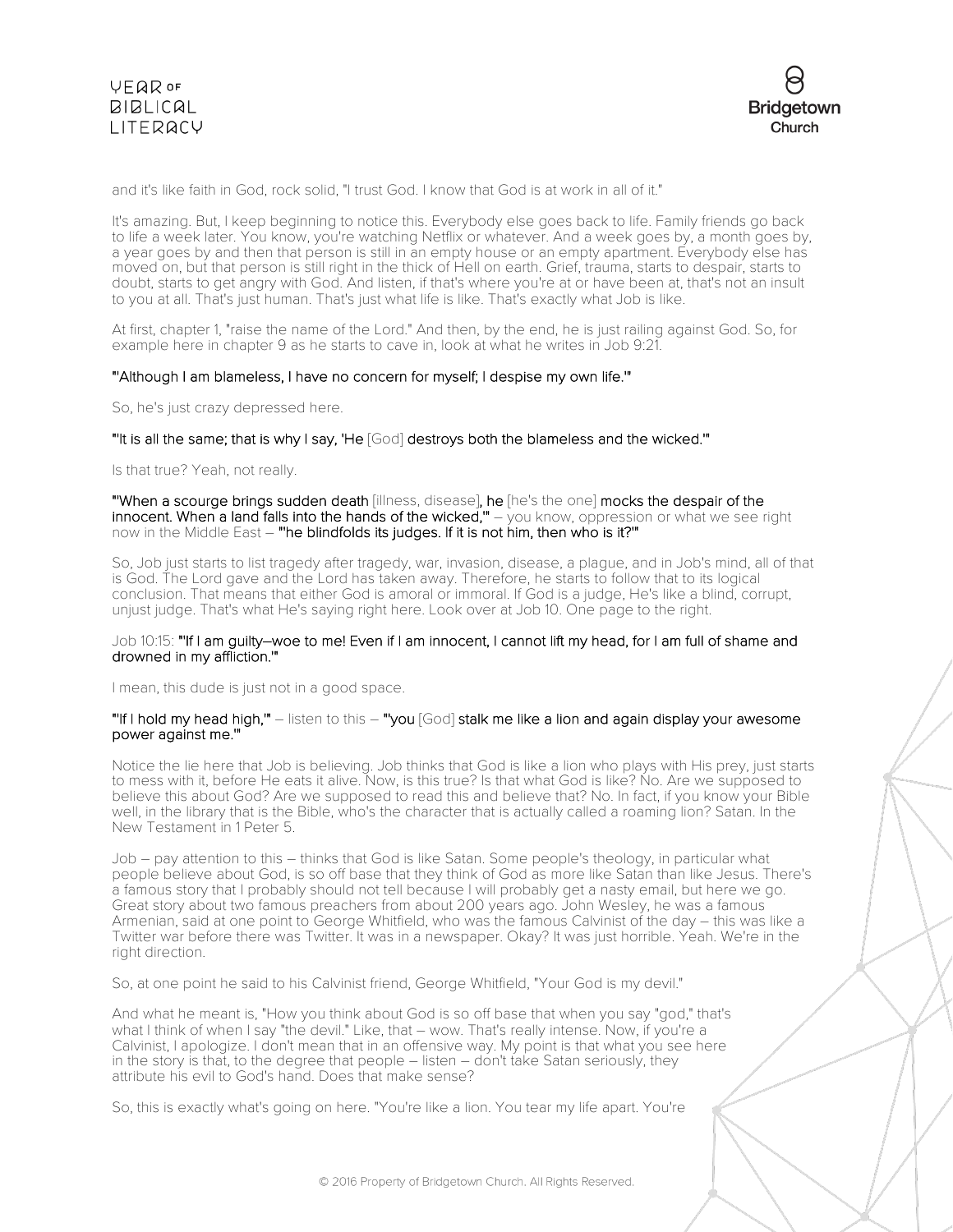and it's like faith in God, rock solid, "I trust God. I know that God is at work in all of it."

It's amazing. But, I keep beginning to notice this. Everybody else goes back to life. Family friends go back to life a week later. You know, you're watching Netflix or whatever. And a week goes by, a month goes by, a year goes by and then that person is still in an empty house or an empty apartment. Everybody else has moved on, but that person is still right in the thick of Hell on earth. Grief, trauma, starts to despair, starts to doubt, starts to get angry with God. And listen, if that's where you're at or have been at, that's not an insult to you at all. That's just human. That's just what life is like. That's exactly what Job is like.

At first, chapter 1, "raise the name of the Lord." And then, by the end, he is just railing against God. So, for example here in chapter 9 as he starts to cave in, look at what he writes in Job 9:21.

**"'Although I am blameless, I have no concern for myself; I despise my own life.'"**

So, he's just crazy depressed here.

**"'It is all the same; that is why I say, 'He** [God] **destroys both the blameless and the wicked.'"**

Is that true? Yeah, not really.

**"'When a scourge brings sudden death** [illness, disease]**, he** [he's the one] **mocks the despair of the innocent. When a land falls into the hands of the wicked,'"** – you know, oppression or what we see right now in the Middle East – **"'he blindfolds its judges. If it is not him, then who is it?'"**

So, Job just starts to list tragedy after tragedy, war, invasion, disease, a plague, and in Job's mind, all of that is God. The Lord gave and the Lord has taken away. Therefore, he starts to follow that to its logical conclusion. That means that either God is amoral or immoral. If God is a judge, He's like a blind, corrupt, unjust judge. That's what He's saying right here. Look over at Job 10. One page to the right.

Job 10:15: **"'If I am guilty–woe to me! Even if I am innocent, I cannot lift my head, for I am full of shame and drowned in my affliction.'"**

I mean, this dude is just not in a good space.

**"'If I hold my head high,'"** – listen to this – **"'you** [God] **stalk me like a lion and again display your awesome power against me.'"**

Notice the lie here that Job is believing. Job thinks that God is like a lion who plays with His prey, just starts to mess with it, before He eats it alive. Now, is this true? Is that what God is like? No. Are we supposed to believe this about God? Are we supposed to read this and believe that? No. In fact, if you know your Bible well, in the library that is the Bible, who's the character that is actually called a roaming lion? Satan. In the New Testament in 1 Peter 5.

Job – pay attention to this – thinks that God is like Satan. Some people's theology, in particular what people believe about God, is so off base that they think of God as more like Satan than like Jesus. There's a famous story that I probably should not tell because I will probably get a nasty email, but here we go. Great story about two famous preachers from about 200 years ago. John Wesley, he was a famous Armenian, said at one point to George Whitfield, who was the famous Calvinist of the day – this was like a Twitter war before there was Twitter. It was in a newspaper. Okay? It was just horrible. Yeah. We're in the right direction.

So, at one point he said to his Calvinist friend, George Whitfield, "Your God is my devil."

And what he meant is, "How you think about God is so off base that when you say "god," that's what I think of when I say "the devil." Like, that – wow. That's really intense. Now, if you're a Calvinist, I apologize. I don't mean that in an offensive way. My point is that what you see here in the story is that, to the degree that people – listen – don't take Satan seriously, they attribute his evil to God's hand. Does that make sense?

So, this is exactly what's going on here. "You're like a lion. You tear my life apart. You're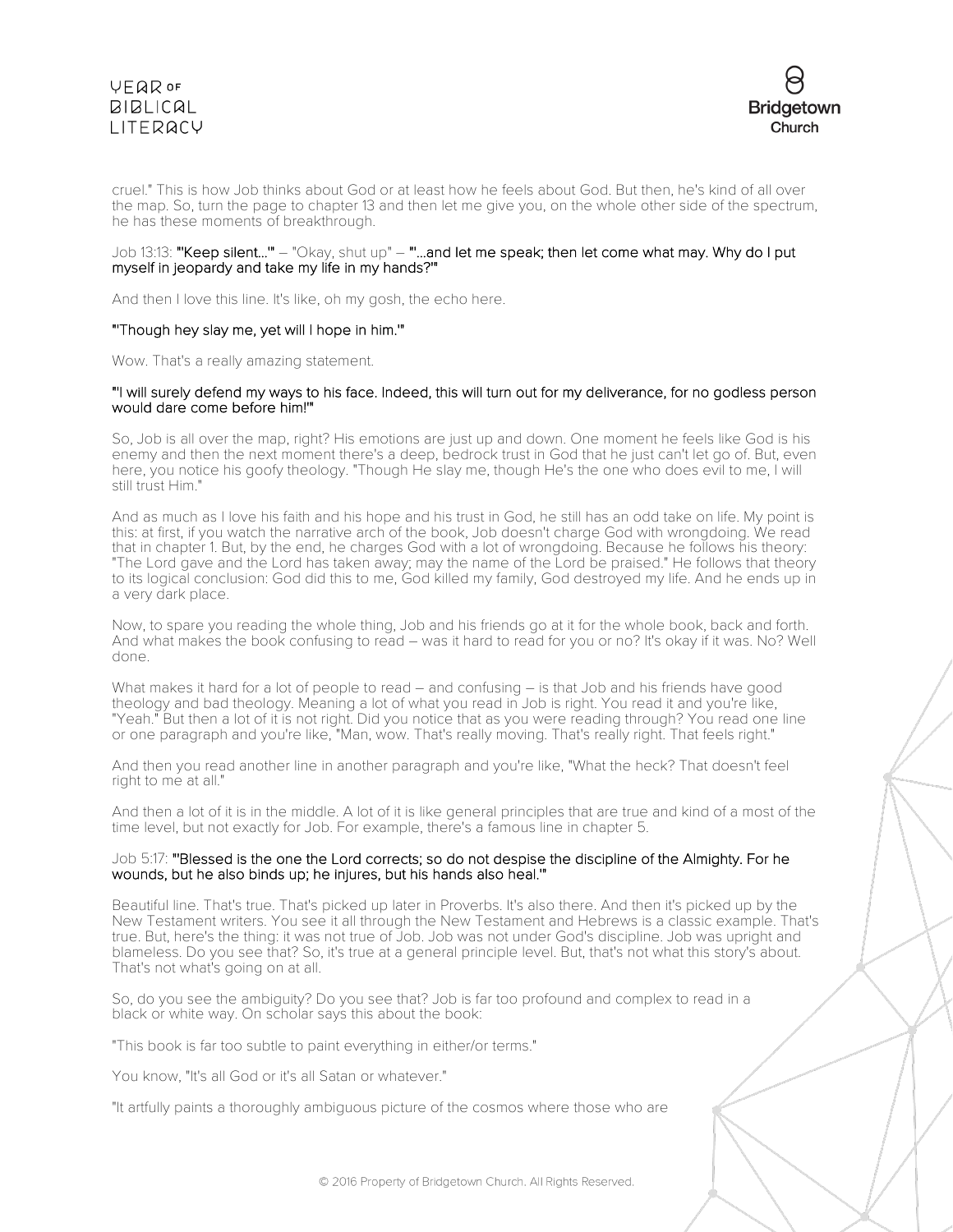cruel." This is how Job thinks about God or at least how he feels about God. But then, he's kind of all over the map. So, turn the page to chapter 13 and then let me give you, on the whole other side of the spectrum, he has these moments of breakthrough.

Job 13:13: **"'Keep silent...'"** – "Okay, shut up" – **"'...and let me speak; then let come what may. Why do I put myself in jeopardy and take my life in my hands?'"**

And then I love this line. It's like, oh my gosh, the echo here.

**"'Though hey slay me, yet will I hope in him.'"**

Wow. That's a really amazing statement.

**"'I will surely defend my ways to his face. Indeed, this will turn out for my deliverance, for no godless person would dare come before him!'"**

So, Job is all over the map, right? His emotions are just up and down. One moment he feels like God is his enemy and then the next moment there's a deep, bedrock trust in God that he just can't let go of. But, even here, you notice his goofy theology. "Though He slay me, though He's the one who does evil to me, I will still trust Him."

And as much as I love his faith and his hope and his trust in God, he still has an odd take on life. My point is this: at first, if you watch the narrative arch of the book, Job doesn't charge God with wrongdoing. We read that in chapter 1. But, by the end, he charges God with a lot of wrongdoing. Because he follows his theory: "The Lord gave and the Lord has taken away; may the name of the Lord be praised." He follows that theory to its logical conclusion: God did this to me, God killed my family, God destroyed my life. And he ends up in a very dark place.

Now, to spare you reading the whole thing, Job and his friends go at it for the whole book, back and forth. And what makes the book confusing to read – was it hard to read for you or no? It's okay if it was. No? Well done.

What makes it hard for a lot of people to read – and confusing – is that Job and his friends have good theology and bad theology. Meaning a lot of what you read in Job is right. You read it and you're like, "Yeah." But then a lot of it is not right. Did you notice that as you were reading through? You read one line or one paragraph and you're like, "Man, wow. That's really moving. That's really right. That feels right."

And then you read another line in another paragraph and you're like, "What the heck? That doesn't feel right to me at all."

And then a lot of it is in the middle. A lot of it is like general principles that are true and kind of a most of the time level, but not exactly for Job. For example, there's a famous line in chapter 5.

Job 5:17: **"'Blessed is the one the Lord corrects; so do not despise the discipline of the Almighty. For he wounds, but he also binds up; he injures, but his hands also heal.'"**

Beautiful line. That's true. That's picked up later in Proverbs. It's also there. And then it's picked up by the New Testament writers. You see it all through the New Testament and Hebrews is a classic example. That's true. But, here's the thing: it was not true of Job. Job was not under God's discipline. Job was upright and blameless. Do you see that? So, it's true at a general principle level. But, that's not what this story's about. That's not what's going on at all.

So, do you see the ambiguity? Do you see that? Job is far too profound and complex to read in a black or white way. On scholar says this about the book:

"This book is far too subtle to paint everything in either/or terms."

You know, "It's all God or it's all Satan or whatever."

"It artfully paints a thoroughly ambiguous picture of the cosmos where those who are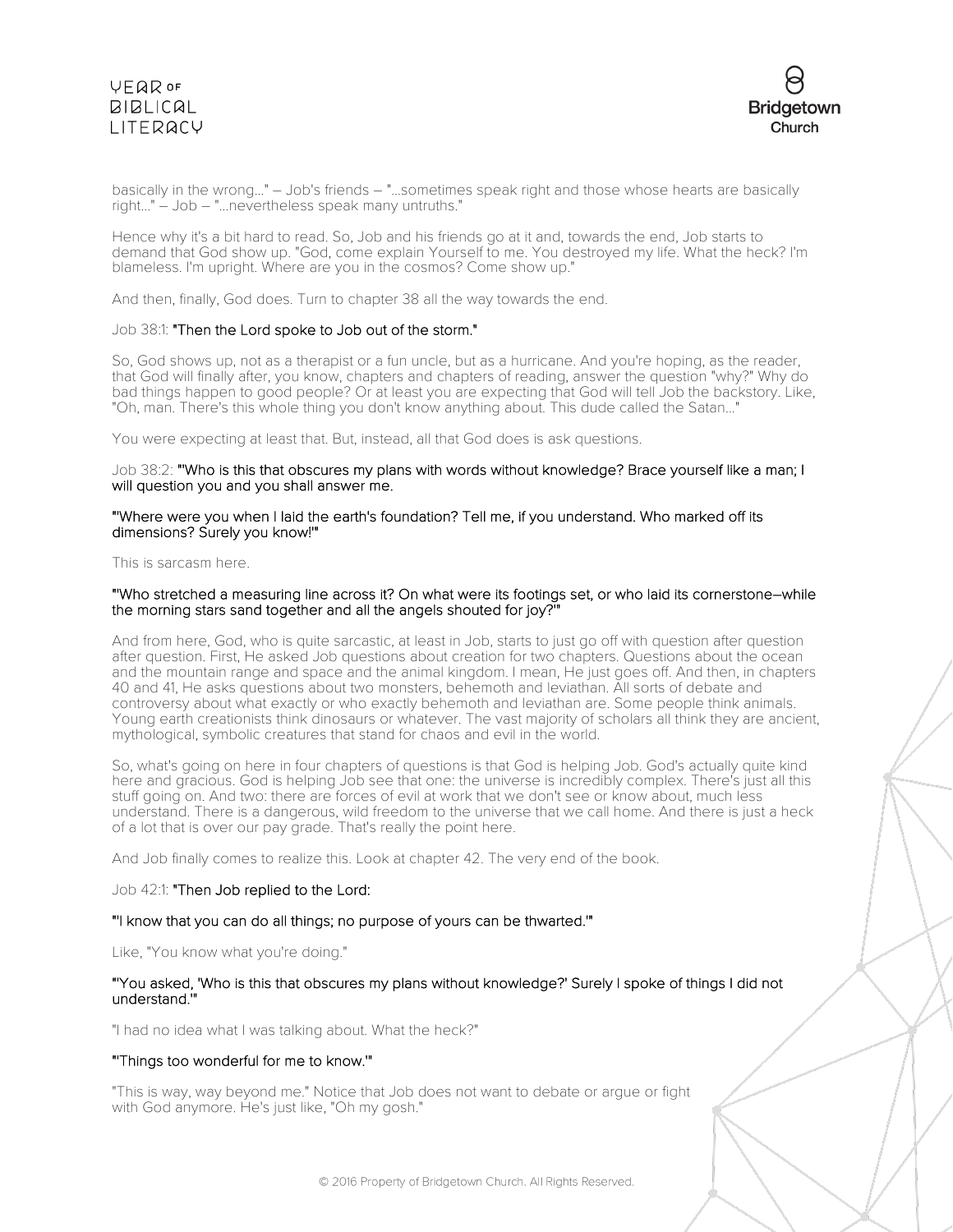basically in the wrong..." – Job's friends – "...sometimes speak right and those whose hearts are basically right..." – Job – "...nevertheless speak many untruths."

Hence why it's a bit hard to read. So, Job and his friends go at it and, towards the end, Job starts to demand that God show up. "God, come explain Yourself to me. You destroyed my life. What the heck? I'm blameless. I'm upright. Where are you in the cosmos? Come show up."

And then, finally, God does. Turn to chapter 38 all the way towards the end.

Job 38:1: **"Then the Lord spoke to Job out of the storm."**

So, God shows up, not as a therapist or a fun uncle, but as a hurricane. And you're hoping, as the reader, that God will finally after, you know, chapters and chapters of reading, answer the question "why?" Why do bad things happen to good people? Or at least you are expecting that God will tell Job the backstory. Like, "Oh, man. There's this whole thing you don't know anything about. This dude called the Satan..."

You were expecting at least that. But, instead, all that God does is ask questions.

Job 38:2: **"'Who is this that obscures my plans with words without knowledge? Brace yourself like a man; I will question you and you shall answer me.**

**"'Where were you when I laid the earth's foundation? Tell me, if you understand. Who marked off its dimensions? Surely you know!'"**

This is sarcasm here.

**"'Who stretched a measuring line across it? On what were its footings set, or who laid its cornerstone–while the morning stars sand together and all the angels shouted for joy?'"**

And from here, God, who is quite sarcastic, at least in Job, starts to just go off with question after question after question. First, He asked Job questions about creation for two chapters. Questions about the ocean and the mountain range and space and the animal kingdom. I mean, He just goes off. And then, in chapters 40 and 41, He asks questions about two monsters, behemoth and leviathan. All sorts of debate and controversy about what exactly or who exactly behemoth and leviathan are. Some people think animals. Young earth creationists think dinosaurs or whatever. The vast majority of scholars all think they are ancient, mythological, symbolic creatures that stand for chaos and evil in the world.

So, what's going on here in four chapters of questions is that God is helping Job. God's actually quite kind here and gracious. God is helping Job see that one: the universe is incredibly complex. There's just all this stuff going on. And two: there are forces of evil at work that we don't see or know about, much less understand. There is a dangerous, wild freedom to the universe that we call home. And there is just a heck of a lot that is over our pay grade. That's really the point here.

And Job finally comes to realize this. Look at chapter 42. The very end of the book.

Job 42:1: **"Then Job replied to the Lord:**

**"'I know that you can do all things; no purpose of yours can be thwarted.'"**

Like, "You know what you're doing."

**"'You asked, 'Who is this that obscures my plans without knowledge?' Surely I spoke of things I did not understand.'"**

"I had no idea what I was talking about. What the heck?"

**"'Things too wonderful for me to know.'"**

"This is way, way beyond me." Notice that Job does not want to debate or argue or fight with God anymore. He's just like, "Oh my gosh."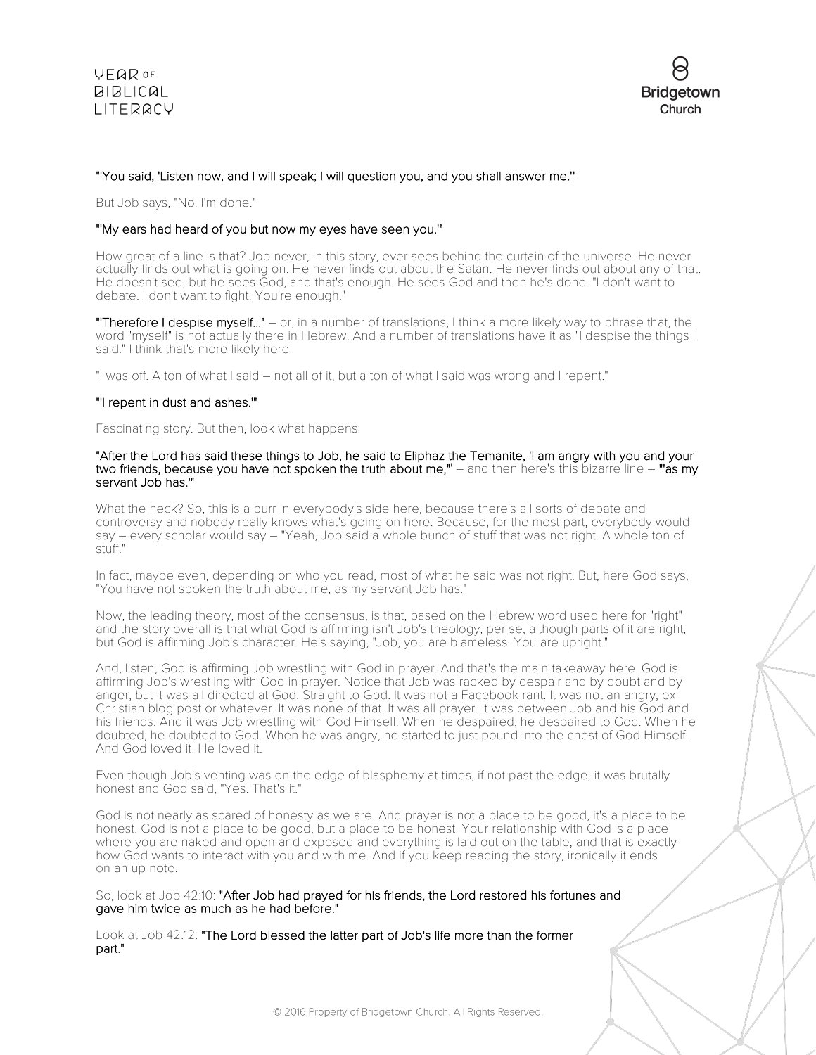**"'You said, 'Listen now, and I will speak; I will question you, and you shall answer me.'"**

But Job says, "No. I'm done."

**"'My ears had heard of you but now my eyes have seen you.'"**

How great of a line is that? Job never, in this story, ever sees behind the curtain of the universe. He never actually finds out what is going on. He never finds out about the Satan. He never finds out about any of that. He doesn't see, but he sees God, and that's enough. He sees God and then he's done. "I don't want to debate. I don't want to fight. You're enough."

**"'Therefore I despise myself…"** – or, in a number of translations, I think a more likely way to phrase that, the word "myself" is not actually there in Hebrew. And a number of translations have it as "I despise the things I said." I think that's more likely here.

"I was off. A ton of what I said – not all of it, but a ton of what I said was wrong and I repent."

**"'I repent in dust and ashes.'"**

Fascinating story. But then, look what happens:

**"After the Lord has said these things to Job, he said to Eliphaz the Temanite, 'I am angry with you and your two friends, because you have not spoken the truth about me,"** – and then here's this bizarre line – **"'as my servant Job has.'"**

What the heck? So, this is a burr in everybody's side here, because there's all sorts of debate and controversy and nobody really knows what's going on here. Because, for the most part, everybody would say – every scholar would say – "Yeah, Job said a whole bunch of stuff that was not right. A whole ton of stuff."

In fact, maybe even, depending on who you read, most of what he said was not right. But, here God says, "You have not spoken the truth about me, as my servant Job has."

Now, the leading theory, most of the consensus, is that, based on the Hebrew word used here for "right" and the story overall is that what God is affirming isn't Job's theology, per se, although parts of it are right, but God is affirming Job's character. He's saying, "Job, you are blameless. You are upright."

And, listen, God is affirming Job wrestling with God in prayer. And that's the main takeaway here. God is affirming Job's wrestling with God in prayer. Notice that Job was racked by despair and by doubt and by anger, but it was all directed at God. Straight to God. It was not a Facebook rant. It was not an angry, ex-Christian blog post or whatever. It was none of that. It was all prayer. It was between Job and his God and his friends. And it was Job wrestling with God Himself. When he despaired, he despaired to God. When he doubted, he doubted to God. When he was angry, he started to just pound into the chest of God Himself. And God loved it. He loved it.

Even though Job's venting was on the edge of blasphemy at times, if not past the edge, it was brutally honest and God said, "Yes. That's it."

God is not nearly as scared of honesty as we are. And prayer is not a place to be good, it's a place to be honest. God is not a place to be good, but a place to be honest. Your relationship with God is a place where you are naked and open and exposed and everything is laid out on the table, and that is exactly how God wants to interact with you and with me. And if you keep reading the story, ironically it ends on an up note.

So, look at Job 42:10: **"After Job had prayed for his friends, the Lord restored his fortunes and gave him twice as much as he had before."**

Look at Job 42:12: **"The Lord blessed the latter part of Job's life more than the former part."**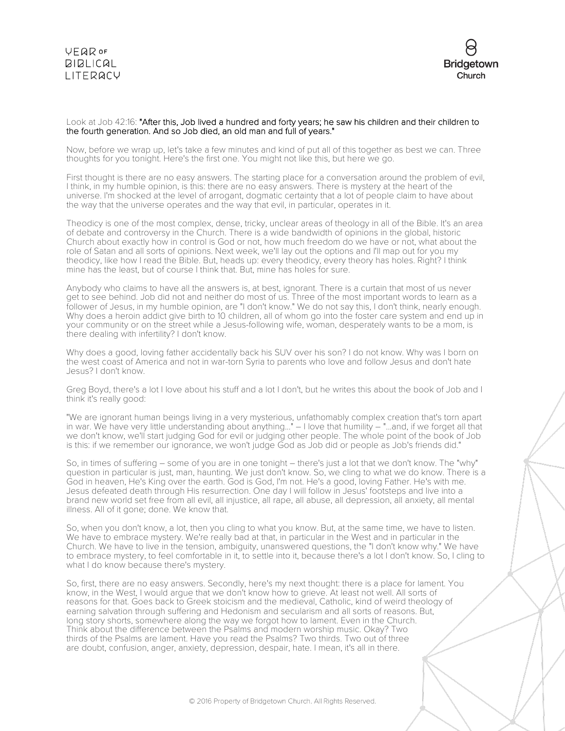Look at Job 42:16: **"After this, Job lived a hundred and forty years; he saw his children and their children to the fourth generation. And so Job died, an old man and full of years."**

Now, before we wrap up, let's take a few minutes and kind of put all of this together as best we can. Three thoughts for you tonight. Here's the first one. You might not like this, but here we go.

First thought is there are no easy answers. The starting place for a conversation around the problem of evil, I think, in my humble opinion, is this: there are no easy answers. There is mystery at the heart of the universe. I'm shocked at the level of arrogant, dogmatic certainty that a lot of people claim to have about the way that the universe operates and the way that evil, in particular, operates in it.

Theodicy is one of the most complex, dense, tricky, unclear areas of theology in all of the Bible. It's an area of debate and controversy in the Church. There is a wide bandwidth of opinions in the global, historic Church about exactly how in control is God or not, how much freedom do we have or not, what about the role of Satan and all sorts of opinions. Next week, we'll lay out the options and I'll map out for you my theodicy, like how I read the Bible. But, heads up: every theodicy, every theory has holes. Right? I think mine has the least, but of course I think that. But, mine has holes for sure.

Anybody who claims to have all the answers is, at best, ignorant. There is a curtain that most of us never get to see behind. Job did not and neither do most of us. Three of the most important words to learn as a follower of Jesus, in my humble opinion, are "I don't know." We do not say this, I don't think, nearly enough. Why does a heroin addict give birth to 10 children, all of whom go into the foster care system and end up in your community or on the street while a Jesus-following wife, woman, desperately wants to be a mom, is there dealing with infertility? I don't know.

Why does a good, loving father accidentally back his SUV over his son? I do not know. Why was I born on the west coast of America and not in war-torn Syria to parents who love and follow Jesus and don't hate Jesus? I don't know.

Greg Boyd, there's a lot I love about his stuff and a lot I don't, but he writes this about the book of Job and I think it's really good:

"We are ignorant human beings living in a very mysterious, unfathomably complex creation that's torn apart in war. We have very little understanding about anything..." – I love that humility – "...and, if we forget all that we don't know, we'll start judging God for evil or judging other people. The whole point of the book of Job is this: if we remember our ignorance, we won't judge God as Job did or people as Job's friends did."

So, in times of suffering – some of you are in one tonight – there's just a lot that we don't know. The "why" question in particular is just, man, haunting. We just don't know. So, we cling to what we do know. There is a God in heaven, He's King over the earth. God is God, I'm not. He's a good, loving Father. He's with me. Jesus defeated death through His resurrection. One day I will follow in Jesus' footsteps and live into a brand new world set free from all evil, all injustice, all rape, all abuse, all depression, all anxiety, all mental illness. All of it gone; done. We know that.

So, when you don't know, a lot, then you cling to what you know. But, at the same time, we have to listen. We have to embrace mystery. We're really bad at that, in particular in the West and in particular in the Church. We have to live in the tension, ambiguity, unanswered questions, the "I don't know why." We have to embrace mystery, to feel comfortable in it, to settle into it, because there's a lot I don't know. So, I cling to what I do know because there's mystery.

So, first, there are no easy answers. Secondly, here's my next thought: there is a place for lament. You know, in the West, I would argue that we don't know how to grieve. At least not well. All sorts of reasons for that. Goes back to Greek stoicism and the medieval, Catholic, kind of weird theology of earning salvation through suffering and Hedonism and secularism and all sorts of reasons. But, long story shorts, somewhere along the way we forgot how to lament. Even in the Church. Think about the difference between the Psalms and modern worship music. Okay? Two thirds of the Psalms are lament. Have you read the Psalms? Two thirds. Two out of three are doubt, confusion, anger, anxiety, depression, despair, hate. I mean, it's all in there.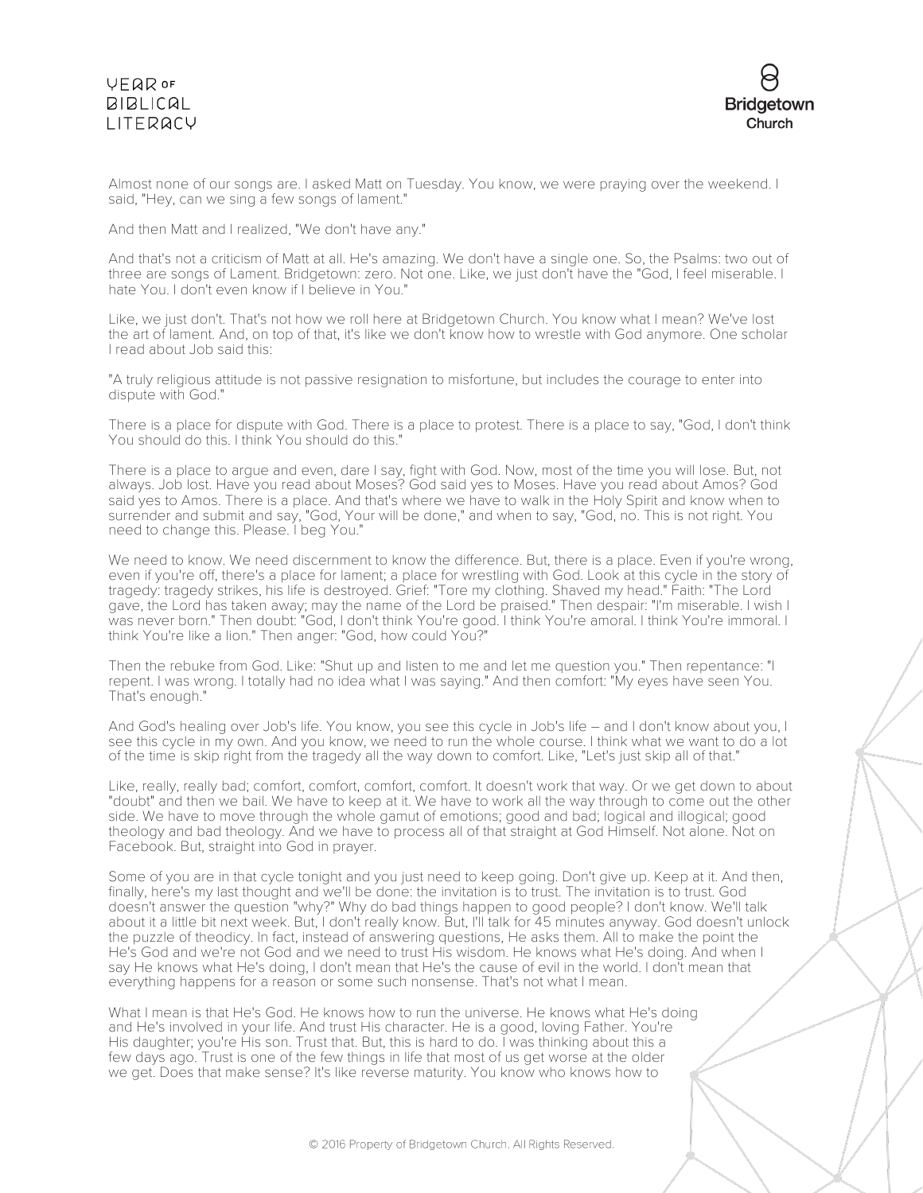Almost none of our songs are. I asked Matt on Tuesday. You know, we were praying over the weekend. I said, "Hey, can we sing a few songs of lament."

And then Matt and I realized, "We don't have any."

And that's not a criticism of Matt at all. He's amazing. We don't have a single one. So, the Psalms: two out of three are songs of Lament. Bridgetown: zero. Not one. Like, we just don't have the "God, I feel miserable. I hate You. I don't even know if I believe in You."

Like, we just don't. That's not how we roll here at Bridgetown Church. You know what I mean? We've lost the art of lament. And, on top of that, it's like we don't know how to wrestle with God anymore. One scholar I read about Job said this:

"A truly religious attitude is not passive resignation to misfortune, but includes the courage to enter into dispute with God."

There is a place for dispute with God. There is a place to protest. There is a place to say, "God, I don't think You should do this. I think You should do this."

There is a place to argue and even, dare I say, fight with God. Now, most of the time you will lose. But, not always. Job lost. Have you read about Moses? God said yes to Moses. Have you read about Amos? God said yes to Amos. There is a place. And that's where we have to walk in the Holy Spirit and know when to surrender and submit and say, "God, Your will be done," and when to say, "God, no. This is not right. You need to change this. Please. I beg You."

We need to know. We need discernment to know the difference. But, there is a place. Even if you're wrong, even if you're off, there's a place for lament; a place for wrestling with God. Look at this cycle in the story of tragedy: tragedy strikes, his life is destroyed. Grief: "Tore my clothing. Shaved my head." Faith: "The Lord gave, the Lord has taken away; may the name of the Lord be praised." Then despair: "I'm miserable. I wish I was never born." Then doubt: "God, I don't think You're good. I think You're amoral. I think You're immoral. I think You're like a lion." Then anger: "God, how could You?"

Then the rebuke from God. Like: "Shut up and listen to me and let me question you." Then repentance: "I repent. I was wrong. I totally had no idea what I was saying." And then comfort: "My eyes have seen You. That's enough."

And God's healing over Job's life. You know, you see this cycle in Job's life – and I don't know about you, I see this cycle in my own. And you know, we need to run the whole course. I think what we want to do a lot of the time is skip right from the tragedy all the way down to comfort. Like, "Let's just skip all of that."

Like, really, really bad; comfort, comfort, comfort, comfort. It doesn't work that way. Or we get down to about "doubt" and then we bail. We have to keep at it. We have to work all the way through to come out the other side. We have to move through the whole gamut of emotions; good and bad; logical and illogical; good theology and bad theology. And we have to process all of that straight at God Himself. Not alone. Not on Facebook. But, straight into God in prayer.

Some of you are in that cycle tonight and you just need to keep going. Don't give up. Keep at it. And then, finally, here's my last thought and we'll be done: the invitation is to trust. The invitation is to trust. God doesn't answer the question "why?" Why do bad things happen to good people? I don't know. We'll talk about it a little bit next week. But, I don't really know. But, I'll talk for 45 minutes anyway. God doesn't unlock the puzzle of theodicy. In fact, instead of answering questions, He asks them. All to make the point the He's God and we're not God and we need to trust His wisdom. He knows what He's doing. And when I say He knows what He's doing, I don't mean that He's the cause of evil in the world. I don't mean that everything happens for a reason or some such nonsense. That's not what I mean.

What I mean is that He's God. He knows how to run the universe. He knows what He's doing and He's involved in your life. And trust His character. He is a good, loving Father. You're His daughter; you're His son. Trust that. But, this is hard to do. I was thinking about this a few days ago. Trust is one of the few things in life that most of us get worse at the older we get. Does that make sense? It's like reverse maturity. You know who knows how to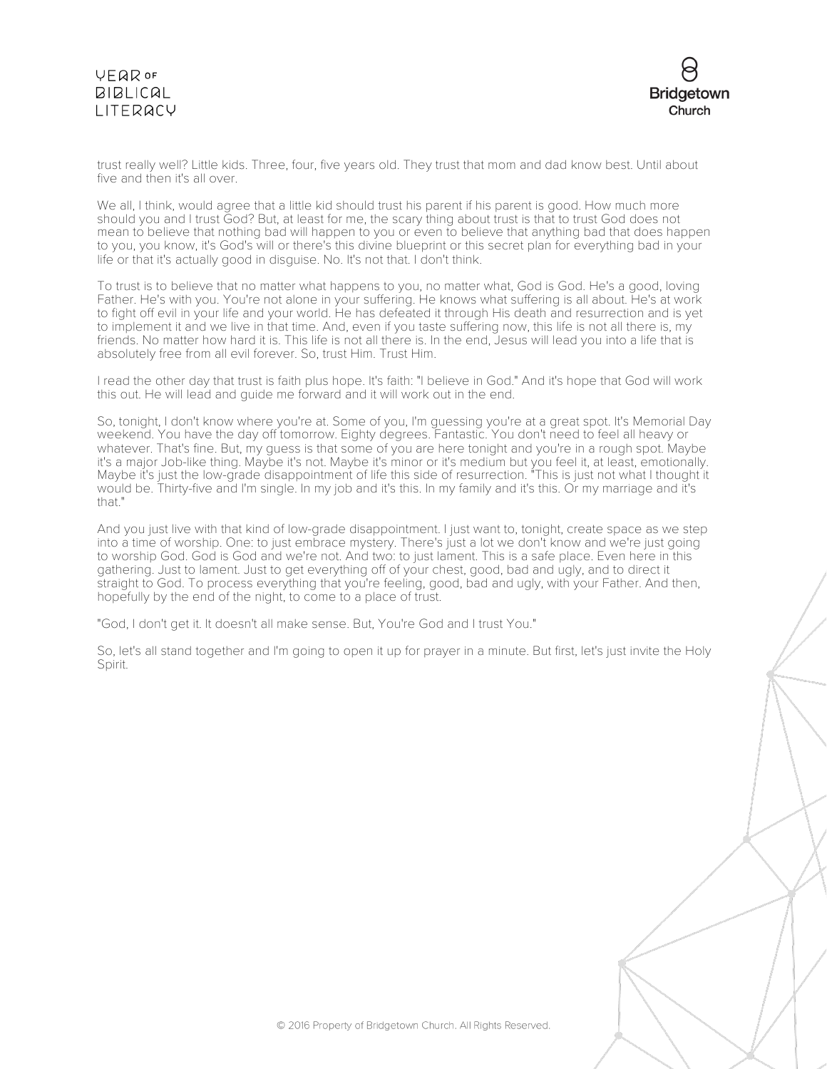trust really well? Little kids. Three, four, five years old. They trust that mom and dad know best. Until about five and then it's all over.

We all, I think, would agree that a little kid should trust his parent if his parent is good. How much more should you and I trust God? But, at least for me, the scary thing about trust is that to trust God does not mean to believe that nothing bad will happen to you or even to believe that anything bad that does happen to you, you know, it's God's will or there's this divine blueprint or this secret plan for everything bad in your life or that it's actually good in disguise. No. It's not that. I don't think.

To trust is to believe that no matter what happens to you, no matter what, God is God. He's a good, loving Father. He's with you. You're not alone in your suffering. He knows what suffering is all about. He's at work to fight off evil in your life and your world. He has defeated it through His death and resurrection and is yet to implement it and we live in that time. And, even if you taste suffering now, this life is not all there is, my friends. No matter how hard it is. This life is not all there is. In the end, Jesus will lead you into a life that is absolutely free from all evil forever. So, trust Him. Trust Him.

I read the other day that trust is faith plus hope. It's faith: "I believe in God." And it's hope that God will work this out. He will lead and guide me forward and it will work out in the end.

So, tonight, I don't know where you're at. Some of you, I'm guessing you're at a great spot. It's Memorial Day weekend. You have the day off tomorrow. Eighty degrees. Fantastic. You don't need to feel all heavy or whatever. That's fine. But, my guess is that some of you are here tonight and you're in a rough spot. Maybe it's a major Job-like thing. Maybe it's not. Maybe it's minor or it's medium but you feel it, at least, emotionally. Maybe it's just the low-grade disappointment of life this side of resurrection. "This is just not what I thought it would be. Thirty-five and I'm single. In my job and it's this. In my family and it's this. Or my marriage and it's that."

And you just live with that kind of low-grade disappointment. I just want to, tonight, create space as we step into a time of worship. One: to just embrace mystery. There's just a lot we don't know and we're just going to worship God. God is God and we're not. And two: to just lament. This is a safe place. Even here in this gathering. Just to lament. Just to get everything off of your chest, good, bad and ugly, and to direct it straight to God. To process everything that you're feeling, good, bad and ugly, with your Father. And then, hopefully by the end of the night, to come to a place of trust.

"God, I don't get it. It doesn't all make sense. But, You're God and I trust You."

So, let's all stand together and I'm going to open it up for prayer in a minute. But first, let's just invite the Holy Spirit.